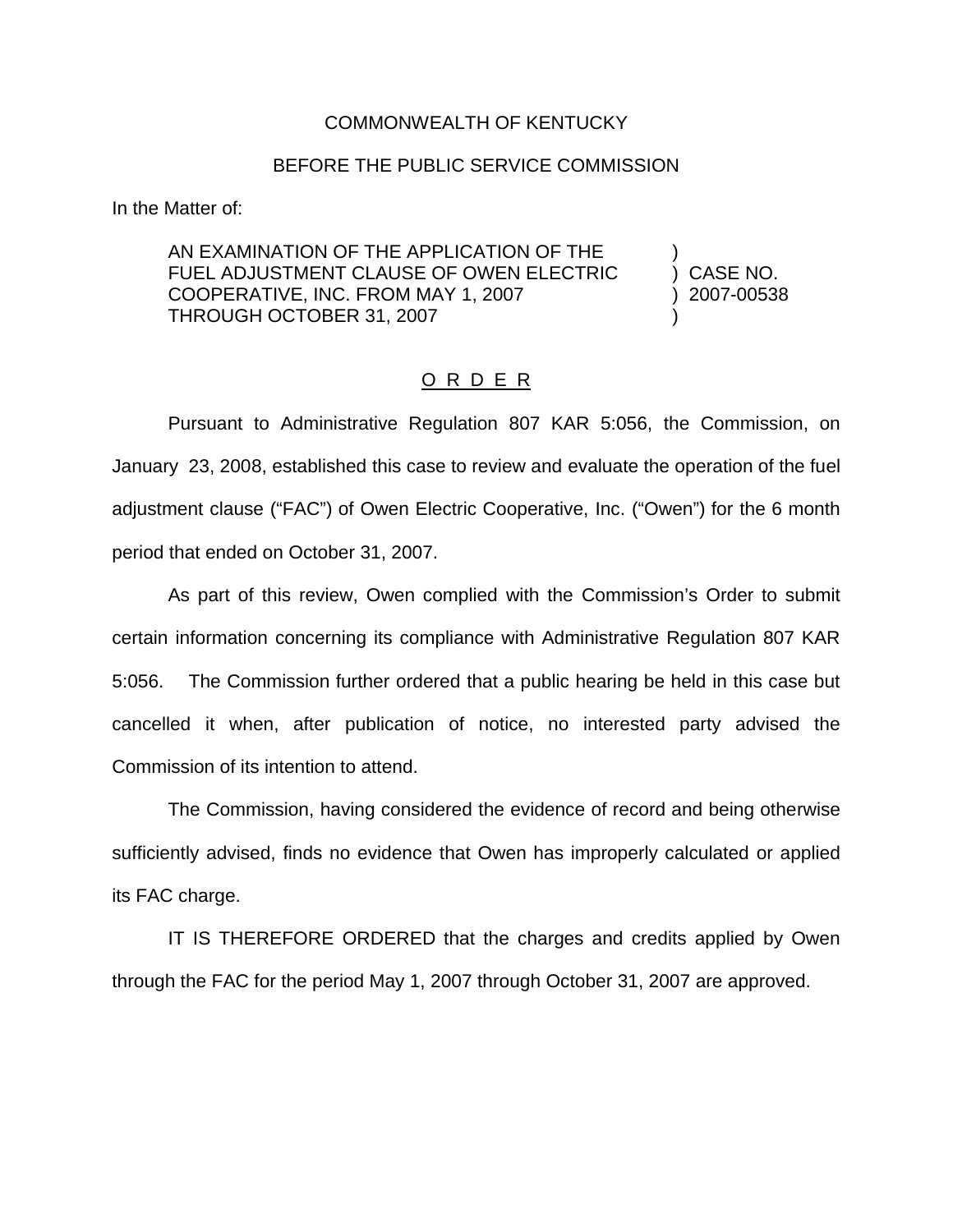COMMONWEALTH OF KENTUCKY

BEFORE THE PUBLIC SERVICE COMMISSION

In the Matter of:

| | | |
|---|---|---|
| AN EXAMINATION OF THE APPLICATION OF THE FUEL ADJUSTMENT CLAUSE OF OWEN ELECTRIC COOPERATIVE, INC. FROM MAY 1, 2007 THROUGH OCTOBER 31, 2007 | ) ) ) ) | CASE NO. 2007-00538 |

## O R D E R

Pursuant to Administrative Regulation 807 KAR 5:056, the Commission, on January 23, 2008, established this case to review and evaluate the operation of the fuel adjustment clause ("FAC") of Owen Electric Cooperative, Inc. ("Owen") for the 6 month period that ended on October 31, 2007.

As part of this review, Owen complied with the Commission's Order to submit certain information concerning its compliance with Administrative Regulation 807 KAR 5:056. The Commission further ordered that a public hearing be held in this case but cancelled it when, after publication of notice, no interested party advised the Commission of its intention to attend.

The Commission, having considered the evidence of record and being otherwise sufficiently advised, finds no evidence that Owen has improperly calculated or applied its FAC charge.

IT IS THEREFORE ORDERED that the charges and credits applied by Owen through the FAC for the period May 1, 2007 through October 31, 2007 are approved.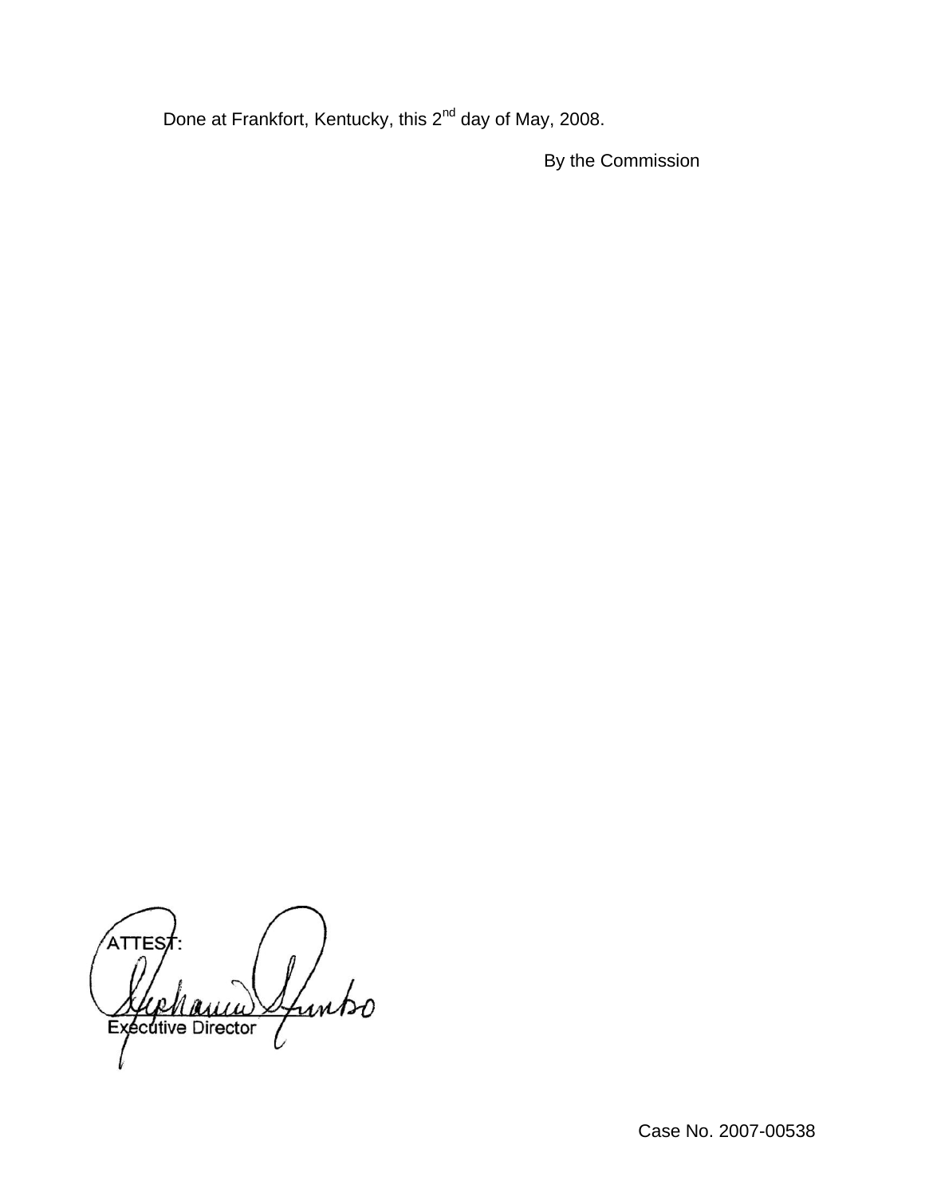Done at Frankfort, Kentucky, this 2nd day of May, 2008.

By the Commission

ATTEST:

Executive Director

Case No. 2007-00538